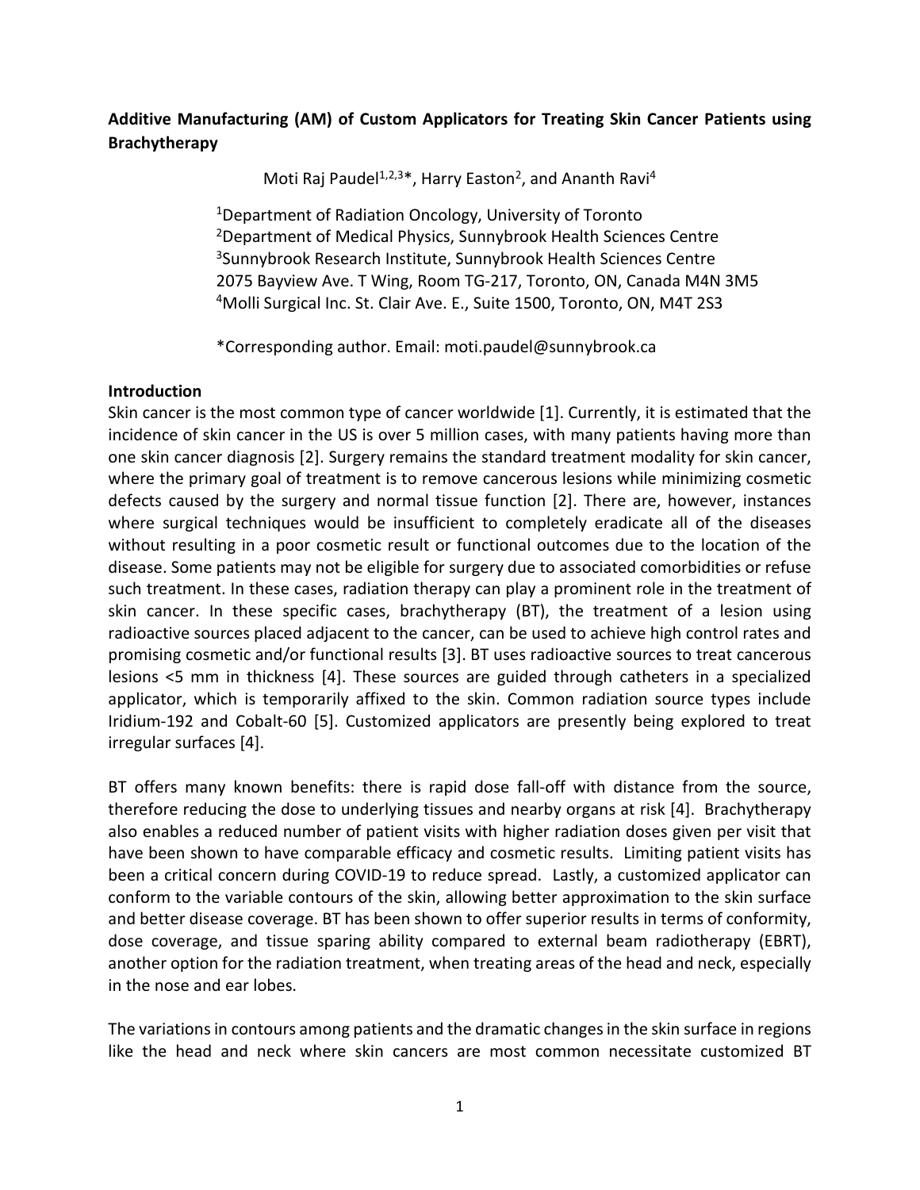**Additive Manufacturing (AM) of Custom Applicators for Treating Skin Cancer Patients using Brachytherapy**

Moti Raj Paudel[1,2,3]*, Harry Easton[2], and Ananth Ravi[4]

[1]Department of Radiation Oncology, University of Toronto
[2]Department of Medical Physics, Sunnybrook Health Sciences Centre
[3]Sunnybrook Research Institute, Sunnybrook Health Sciences Centre
2075 Bayview Ave. T Wing, Room TG-217, Toronto, ON, Canada M4N 3M5
[4]Molli Surgical Inc. St. Clair Ave. E., Suite 1500, Toronto, ON, M4T 2S3

*Corresponding author. Email: moti.paudel@sunnybrook.ca

**Introduction**

Skin cancer is the most common type of cancer worldwide [1]. Currently, it is estimated that the incidence of skin cancer in the US is over 5 million cases, with many patients having more than one skin cancer diagnosis [2]. Surgery remains the standard treatment modality for skin cancer, where the primary goal of treatment is to remove cancerous lesions while minimizing cosmetic defects caused by the surgery and normal tissue function [2]. There are, however, instances where surgical techniques would be insufficient to completely eradicate all of the diseases without resulting in a poor cosmetic result or functional outcomes due to the location of the disease. Some patients may not be eligible for surgery due to associated comorbidities or refuse such treatment. In these cases, radiation therapy can play a prominent role in the treatment of skin cancer. In these specific cases, brachytherapy (BT), the treatment of a lesion using radioactive sources placed adjacent to the cancer, can be used to achieve high control rates and promising cosmetic and/or functional results [3]. BT uses radioactive sources to treat cancerous lesions <5 mm in thickness [4]. These sources are guided through catheters in a specialized applicator, which is temporarily affixed to the skin. Common radiation source types include Iridium-192 and Cobalt-60 [5]. Customized applicators are presently being explored to treat irregular surfaces [4].

BT offers many known benefits: there is rapid dose fall-off with distance from the source, therefore reducing the dose to underlying tissues and nearby organs at risk [4]. Brachytherapy also enables a reduced number of patient visits with higher radiation doses given per visit that have been shown to have comparable efficacy and cosmetic results. Limiting patient visits has been a critical concern during COVID-19 to reduce spread. Lastly, a customized applicator can conform to the variable contours of the skin, allowing better approximation to the skin surface and better disease coverage. BT has been shown to offer superior results in terms of conformity, dose coverage, and tissue sparing ability compared to external beam radiotherapy (EBRT), another option for the radiation treatment, when treating areas of the head and neck, especially in the nose and ear lobes.

The variations in contours among patients and the dramatic changes in the skin surface in regions like the head and neck where skin cancers are most common necessitate customized BT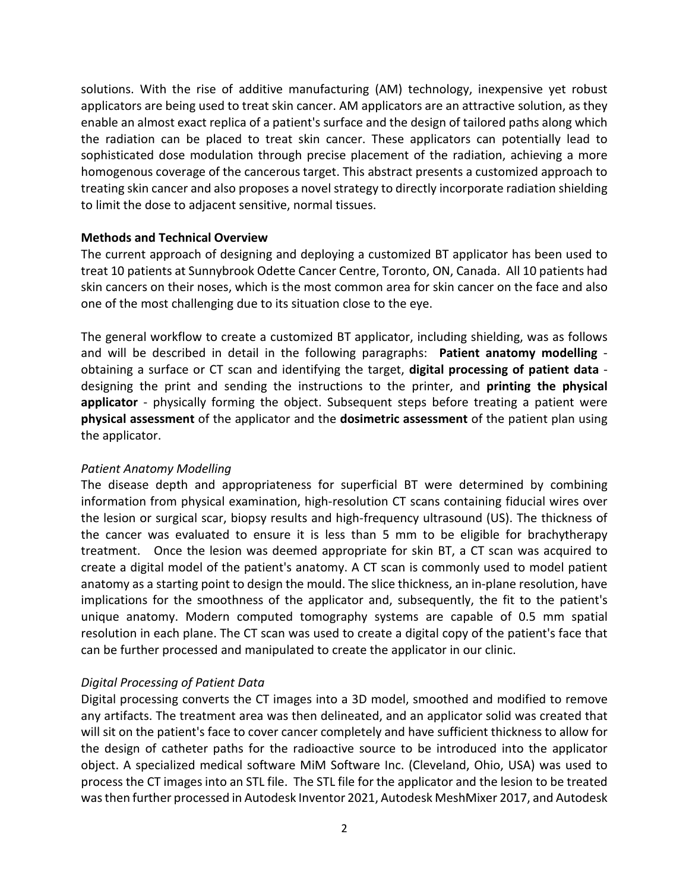solutions. With the rise of additive manufacturing (AM) technology, inexpensive yet robust applicators are being used to treat skin cancer. AM applicators are an attractive solution, as they enable an almost exact replica of a patient's surface and the design of tailored paths along which the radiation can be placed to treat skin cancer. These applicators can potentially lead to sophisticated dose modulation through precise placement of the radiation, achieving a more homogenous coverage of the cancerous target. This abstract presents a customized approach to treating skin cancer and also proposes a novel strategy to directly incorporate radiation shielding to limit the dose to adjacent sensitive, normal tissues.

**Methods and Technical Overview**

The current approach of designing and deploying a customized BT applicator has been used to treat 10 patients at Sunnybrook Odette Cancer Centre, Toronto, ON, Canada. All 10 patients had skin cancers on their noses, which is the most common area for skin cancer on the face and also one of the most challenging due to its situation close to the eye.

The general workflow to create a customized BT applicator, including shielding, was as follows and will be described in detail in the following paragraphs: **Patient anatomy modelling** - obtaining a surface or CT scan and identifying the target, **digital processing of patient data** - designing the print and sending the instructions to the printer, and **printing the physical applicator** - physically forming the object. Subsequent steps before treating a patient were **physical assessment** of the applicator and the **dosimetric assessment** of the patient plan using the applicator.

*Patient Anatomy Modelling*

The disease depth and appropriateness for superficial BT were determined by combining information from physical examination, high-resolution CT scans containing fiducial wires over the lesion or surgical scar, biopsy results and high-frequency ultrasound (US). The thickness of the cancer was evaluated to ensure it is less than 5 mm to be eligible for brachytherapy treatment. Once the lesion was deemed appropriate for skin BT, a CT scan was acquired to create a digital model of the patient's anatomy. A CT scan is commonly used to model patient anatomy as a starting point to design the mould. The slice thickness, an in-plane resolution, have implications for the smoothness of the applicator and, subsequently, the fit to the patient's unique anatomy. Modern computed tomography systems are capable of 0.5 mm spatial resolution in each plane. The CT scan was used to create a digital copy of the patient's face that can be further processed and manipulated to create the applicator in our clinic.

*Digital Processing of Patient Data*

Digital processing converts the CT images into a 3D model, smoothed and modified to remove any artifacts. The treatment area was then delineated, and an applicator solid was created that will sit on the patient's face to cover cancer completely and have sufficient thickness to allow for the design of catheter paths for the radioactive source to be introduced into the applicator object. A specialized medical software MiM Software Inc. (Cleveland, Ohio, USA) was used to process the CT images into an STL file. The STL file for the applicator and the lesion to be treated was then further processed in Autodesk Inventor 2021, Autodesk MeshMixer 2017, and Autodesk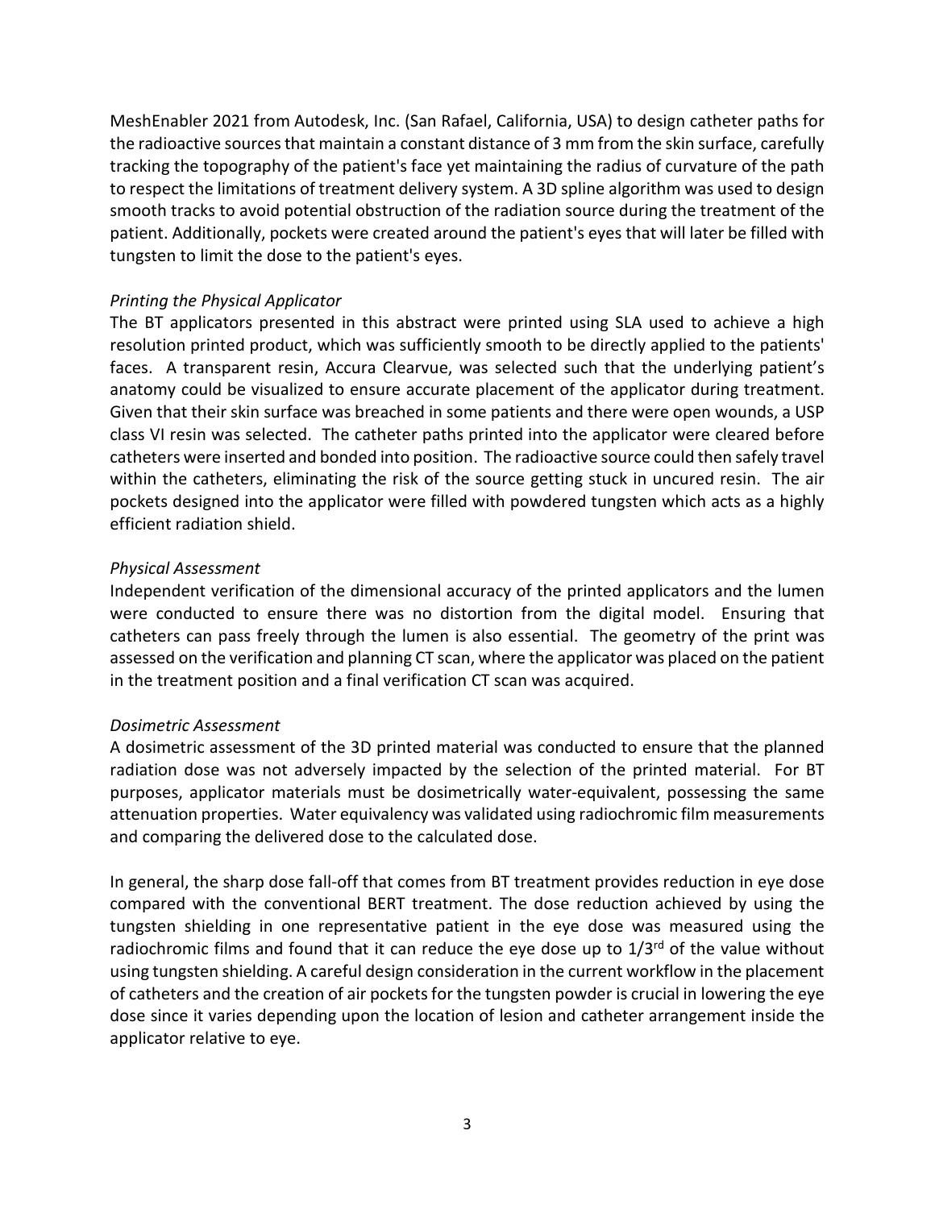MeshEnabler 2021 from Autodesk, Inc. (San Rafael, California, USA) to design catheter paths for the radioactive sources that maintain a constant distance of 3 mm from the skin surface, carefully tracking the topography of the patient's face yet maintaining the radius of curvature of the path to respect the limitations of treatment delivery system. A 3D spline algorithm was used to design smooth tracks to avoid potential obstruction of the radiation source during the treatment of the patient. Additionally, pockets were created around the patient's eyes that will later be filled with tungsten to limit the dose to the patient's eyes.

*Printing the Physical Applicator*

The BT applicators presented in this abstract were printed using SLA used to achieve a high resolution printed product, which was sufficiently smooth to be directly applied to the patients' faces. A transparent resin, Accura Clearvue, was selected such that the underlying patient's anatomy could be visualized to ensure accurate placement of the applicator during treatment. Given that their skin surface was breached in some patients and there were open wounds, a USP class VI resin was selected. The catheter paths printed into the applicator were cleared before catheters were inserted and bonded into position. The radioactive source could then safely travel within the catheters, eliminating the risk of the source getting stuck in uncured resin. The air pockets designed into the applicator were filled with powdered tungsten which acts as a highly efficient radiation shield.

*Physical Assessment*

Independent verification of the dimensional accuracy of the printed applicators and the lumen were conducted to ensure there was no distortion from the digital model. Ensuring that catheters can pass freely through the lumen is also essential. The geometry of the print was assessed on the verification and planning CT scan, where the applicator was placed on the patient in the treatment position and a final verification CT scan was acquired.

*Dosimetric Assessment*

A dosimetric assessment of the 3D printed material was conducted to ensure that the planned radiation dose was not adversely impacted by the selection of the printed material. For BT purposes, applicator materials must be dosimetrically water-equivalent, possessing the same attenuation properties. Water equivalency was validated using radiochromic film measurements and comparing the delivered dose to the calculated dose.

In general, the sharp dose fall-off that comes from BT treatment provides reduction in eye dose compared with the conventional BERT treatment. The dose reduction achieved by using the tungsten shielding in one representative patient in the eye dose was measured using the radiochromic films and found that it can reduce the eye dose up to 1/3$^{rd}$ of the value without using tungsten shielding. A careful design consideration in the current workflow in the placement of catheters and the creation of air pockets for the tungsten powder is crucial in lowering the eye dose since it varies depending upon the location of lesion and catheter arrangement inside the applicator relative to eye.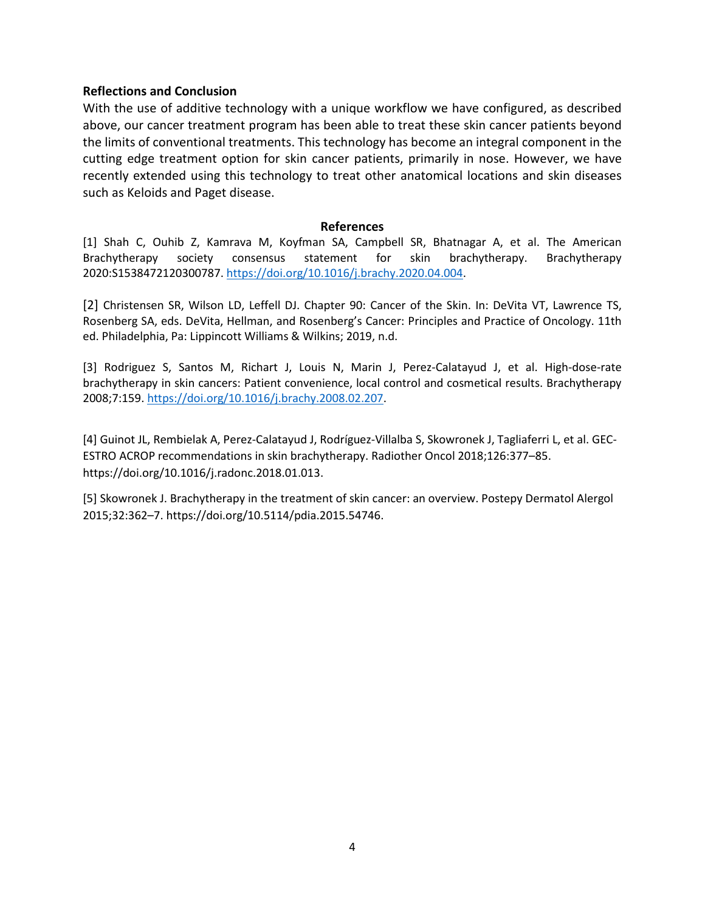## Reflections and Conclusion

With the use of additive technology with a unique workflow we have configured, as described above, our cancer treatment program has been able to treat these skin cancer patients beyond the limits of conventional treatments. This technology has become an integral component in the cutting edge treatment option for skin cancer patients, primarily in nose. However, we have recently extended using this technology to treat other anatomical locations and skin diseases such as Keloids and Paget disease.

## References

[1] Shah C, Ouhib Z, Kamrava M, Koyfman SA, Campbell SR, Bhatnagar A, et al. The American Brachytherapy society consensus statement for skin brachytherapy. Brachytherapy 2020:S1538472120300787. https://doi.org/10.1016/j.brachy.2020.04.004.

[2] Christensen SR, Wilson LD, Leffell DJ. Chapter 90: Cancer of the Skin. In: DeVita VT, Lawrence TS, Rosenberg SA, eds. DeVita, Hellman, and Rosenberg's Cancer: Principles and Practice of Oncology. 11th ed. Philadelphia, Pa: Lippincott Williams & Wilkins; 2019, n.d.

[3] Rodriguez S, Santos M, Richart J, Louis N, Marin J, Perez-Calatayud J, et al. High-dose-rate brachytherapy in skin cancers: Patient convenience, local control and cosmetical results. Brachytherapy 2008;7:159. https://doi.org/10.1016/j.brachy.2008.02.207.

[4] Guinot JL, Rembielak A, Perez-Calatayud J, Rodríguez-Villalba S, Skowronek J, Tagliaferri L, et al. GEC-ESTRO ACROP recommendations in skin brachytherapy. Radiother Oncol 2018;126:377–85. https://doi.org/10.1016/j.radonc.2018.01.013.

[5] Skowronek J. Brachytherapy in the treatment of skin cancer: an overview. Postepy Dermatol Alergol 2015;32:362–7. https://doi.org/10.5114/pdia.2015.54746.